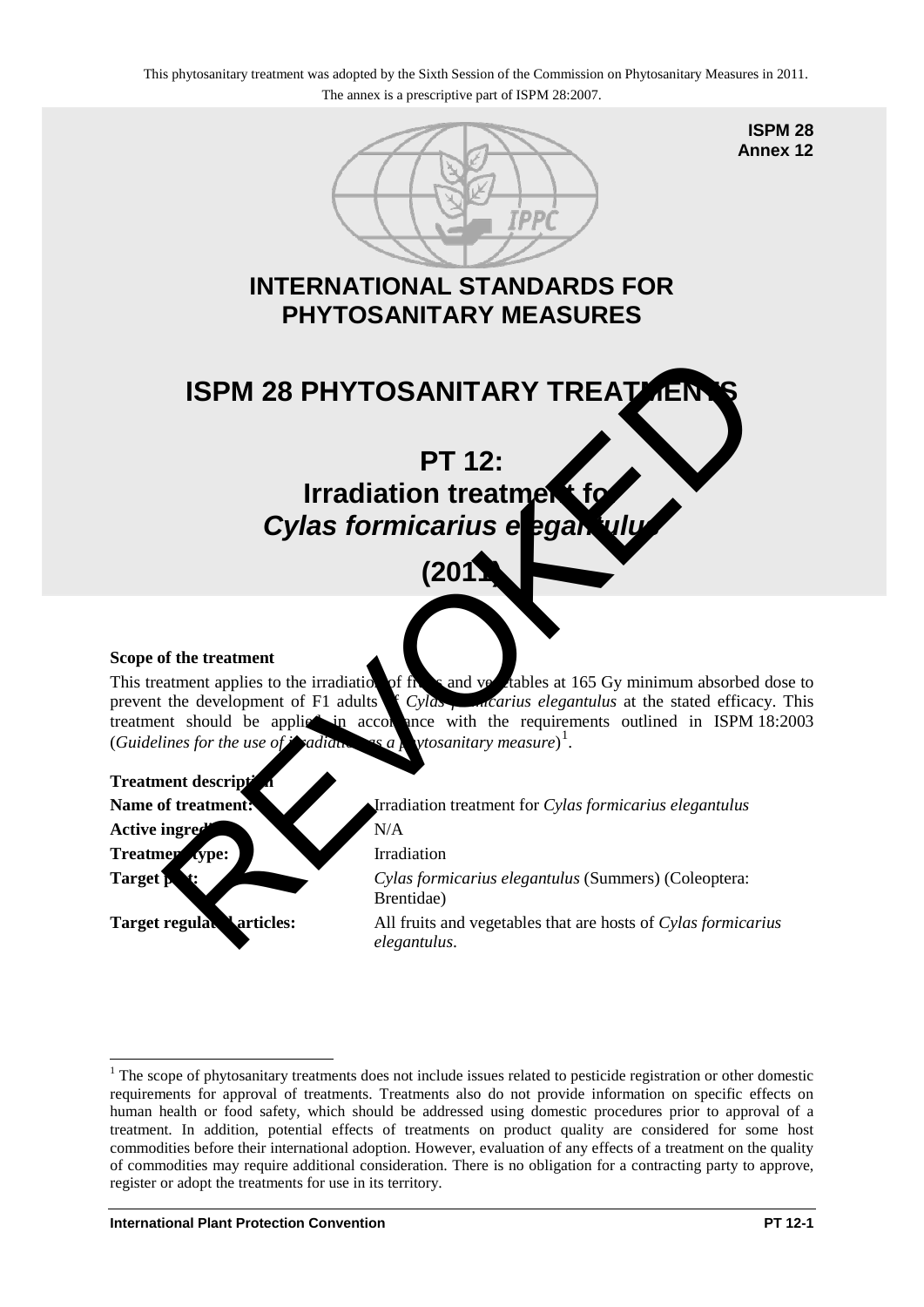This phytosanitary treatment was adopted by the Sixth Session of the Commission on Phytosanitary Measures in 2011.
The annex is a prescriptive part of ISPM 28:2007.

**ISPM 28**
**Annex 12**

# INTERNATIONAL STANDARDS FOR PHYTOSANITARY MEASURES

# ISPM 28 PHYTOSANITARY TREATMENTS

# PT 12: Irradiation treatment for *Cylas formicarius elegantulus*

# (2011)

REVOKED

**Scope of the treatment**

This treatment applies to the irradiation of fruits and vegetables at 165 Gy minimum absorbed dose to prevent the development of F1 adults of *Cylas formicarius elegantulus* at the stated efficacy. This treatment should be applied in accordance with the requirements outlined in ISPM 18:2003 (*Guidelines for the use of irradiation as a phytosanitary measure*)[1].

**Treatment description**

**Name of treatment:** Irradiation treatment for *Cylas formicarius elegantulus*

**Active ingredient:** N/A

**Treatment type:** Irradiation

**Target pest:** *Cylas formicarius elegantulus* (Summers) (Coleoptera: Brentidae)

**Target regulated articles:** All fruits and vegetables that are hosts of *Cylas formicarius elegantulus*.

---

[1] The scope of phytosanitary treatments does not include issues related to pesticide registration or other domestic requirements for approval of treatments. Treatments also do not provide information on specific effects on human health or food safety, which should be addressed using domestic procedures prior to approval of a treatment. In addition, potential effects of treatments on product quality are considered for some host commodities before their international adoption. However, evaluation of any effects of a treatment on the quality of commodities may require additional consideration. There is no obligation for a contracting party to approve, register or adopt the treatments for use in its territory.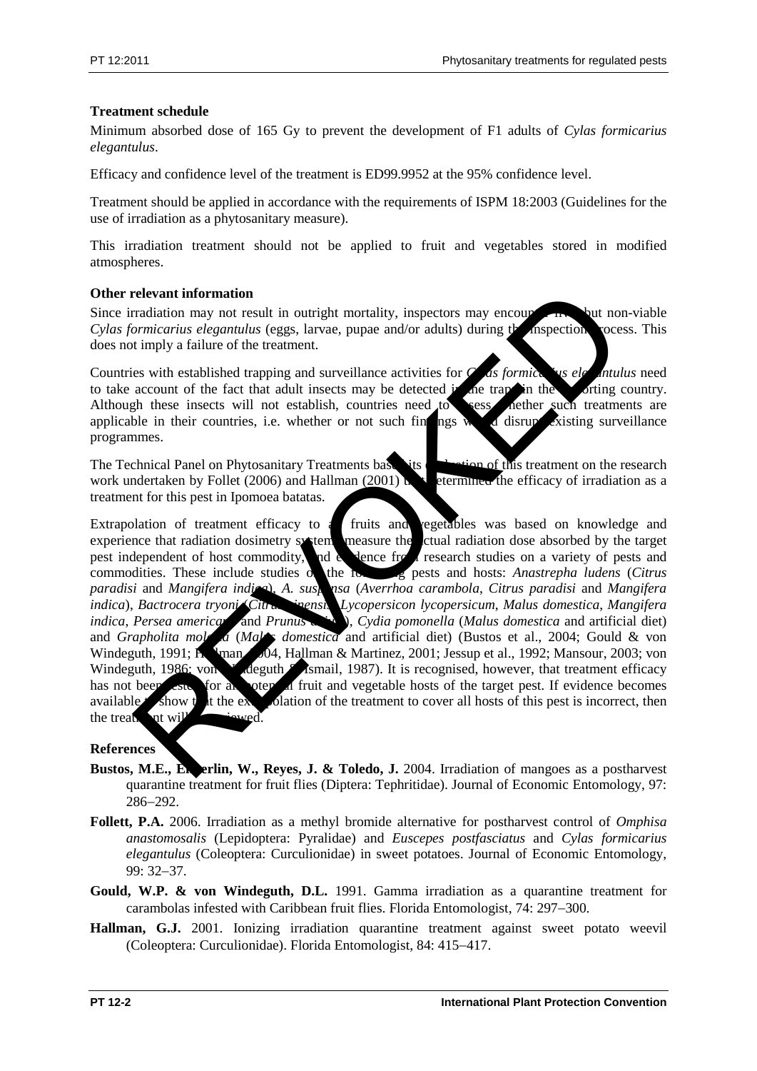**Treatment schedule**

Minimum absorbed dose of 165 Gy to prevent the development of F1 adults of *Cylas formicarius elegantulus*.

Efficacy and confidence level of the treatment is ED99.9952 at the 95% confidence level.

Treatment should be applied in accordance with the requirements of ISPM 18:2003 (Guidelines for the use of irradiation as a phytosanitary measure).

This irradiation treatment should not be applied to fruit and vegetables stored in modified atmospheres.

**Other relevant information**

Since irradiation may not result in outright mortality, inspectors may encounter live, but non-viable *Cylas formicarius elegantulus* (eggs, larvae, pupae and/or adults) during the inspection process. This does not imply a failure of the treatment.

Countries with established trapping and surveillance activities for *Cylas formicarius elegantulus* need to take account of the fact that adult insects may be detected in the traps in the importing country. Although these insects will not establish, countries need to assess whether such treatments are applicable in their countries, i.e. whether or not such findings would disrupt existing surveillance programmes.

The Technical Panel on Phytosanitary Treatments based its evaluation of this treatment on the research work undertaken by Follet (2006) and Hallman (2001) that determined the efficacy of irradiation as a treatment for this pest in Ipomoea batatas.

Extrapolation of treatment efficacy to all fruits and vegetables was based on knowledge and experience that radiation dosimetry systems measure the actual radiation dose absorbed by the target pest independent of host commodity, and evidence from research studies on a variety of pests and commodities. These include studies on the following pests and hosts: *Anastrepha ludens* (*Citrus paradisi* and *Mangifera indica*), *A. suspensa* (*Averrhoa carambola*, *Citrus paradisi* and *Mangifera indica*), *Bactrocera tryoni* (*Citrus sinensis*, *Lycopersicon lycopersicum*, *Malus domestica*, *Mangifera indica*, *Persea americana* and *Prunus avium*), *Cydia pomonella* (*Malus domestica* and artificial diet) and *Grapholita molesta* (*Malus domestica* and artificial diet) (Bustos et al., 2004; Gould & von Windeguth, 1991; Hallman, 2004, Hallman & Martinez, 2001; Jessup et al., 1992; Mansour, 2003; von Windeguth, 1986; von Windeguth & Ismail, 1987). It is recognised, however, that treatment efficacy has not been tested for all potential fruit and vegetable hosts of the target pest. If evidence becomes available to show that the extrapolation of the treatment to cover all hosts of this pest is incorrect, then the treatment will be reviewed.

**References**

**Bustos, M.E., Enkerlin, W., Reyes, J. & Toledo, J.** 2004. Irradiation of mangoes as a postharvest quarantine treatment for fruit flies (Diptera: Tephritidae). Journal of Economic Entomology, 97: 286–292.

**Follett, P.A.** 2006. Irradiation as a methyl bromide alternative for postharvest control of *Omphisa anastomosalis* (Lepidoptera: Pyralidae) and *Euscepes postfasciatus* and *Cylas formicarius elegantulus* (Coleoptera: Curculionidae) in sweet potatoes. Journal of Economic Entomology, 99: 32–37.

**Gould, W.P. & von Windeguth, D.L.** 1991. Gamma irradiation as a quarantine treatment for carambolas infested with Caribbean fruit flies. Florida Entomologist, 74: 297–300.

**Hallman, G.J.** 2001. Ionizing irradiation quarantine treatment against sweet potato weevil (Coleoptera: Curculionidae). Florida Entomologist, 84: 415–417.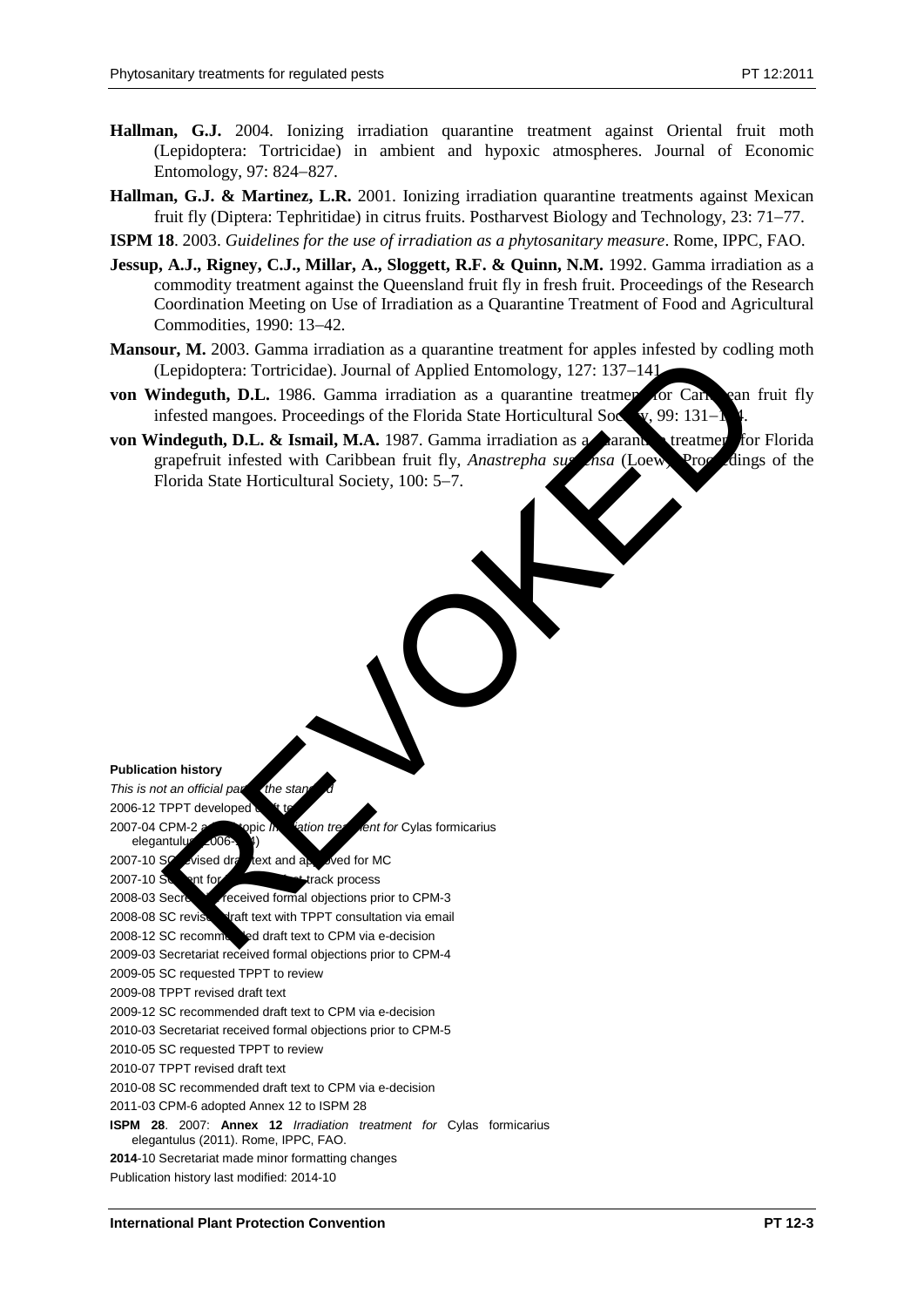**Hallman, G.J.** 2004. Ionizing irradiation quarantine treatment against Oriental fruit moth (Lepidoptera: Tortricidae) in ambient and hypoxic atmospheres. Journal of Economic Entomology, 97: 824–827.

**Hallman, G.J. & Martinez, L.R.** 2001. Ionizing irradiation quarantine treatments against Mexican fruit fly (Diptera: Tephritidae) in citrus fruits. Postharvest Biology and Technology, 23: 71–77.

**ISPM 18**. 2003. *Guidelines for the use of irradiation as a phytosanitary measure*. Rome, IPPC, FAO.

**Jessup, A.J., Rigney, C.J., Millar, A., Sloggett, R.F. & Quinn, N.M.** 1992. Gamma irradiation as a commodity treatment against the Queensland fruit fly in fresh fruit. Proceedings of the Research Coordination Meeting on Use of Irradiation as a Quarantine Treatment of Food and Agricultural Commodities, 1990: 13–42.

**Mansour, M.** 2003. Gamma irradiation as a quarantine treatment for apples infested by codling moth (Lepidoptera: Tortricidae). Journal of Applied Entomology, 127: 137–141.

**von Windeguth, D.L.** 1986. Gamma irradiation as a quarantine treatment for Caribbean fruit fly infested mangoes. Proceedings of the Florida State Horticultural Society, 99: 131–134.

**von Windeguth, D.L. & Ismail, M.A.** 1987. Gamma irradiation as a quarantine treatment for Florida grapefruit infested with Caribbean fruit fly, *Anastrepha suspensa* (Loew). Proceedings of the Florida State Horticultural Society, 100: 5–7.

REVOKED

**Publication history**

*This is not an official part of the standard*

2006-12 TPPT developed draft text

2007-04 CPM-2 added topic *Irradiation treatment for* Cylas formicarius elegantulus (2006-114)

2007-10 SC revised draft text and approved for MC

2007-10 Sent for MC under fast-track process

2008-03 Secretariat received formal objections prior to CPM-3

2008-08 SC revised draft text with TPPT consultation via email

2008-12 SC recommended draft text to CPM via e-decision

2009-03 Secretariat received formal objections prior to CPM-4

2009-05 SC requested TPPT to review

2009-08 TPPT revised draft text

2009-12 SC recommended draft text to CPM via e-decision

2010-03 Secretariat received formal objections prior to CPM-5

2010-05 SC requested TPPT to review

2010-07 TPPT revised draft text

2010-08 SC recommended draft text to CPM via e-decision

2011-03 CPM-6 adopted Annex 12 to ISPM 28

**ISPM 28**. 2007: **Annex 12** *Irradiation treatment for* Cylas formicarius elegantulus (2011). Rome, IPPC, FAO.

**2014**-10 Secretariat made minor formatting changes

Publication history last modified: 2014-10